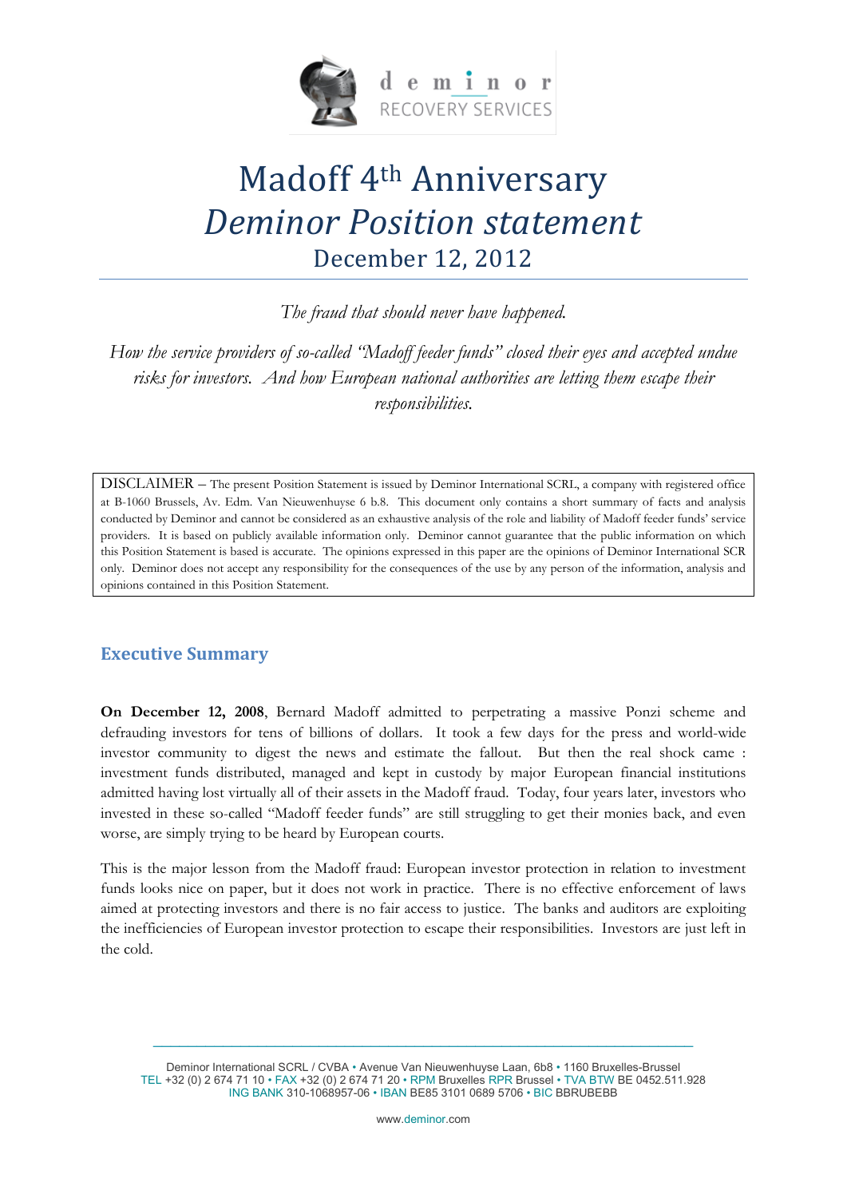deminor
RECOVERY SERVICES

# Madoff 4th Anniversary
# *Deminor Position statement*
## December 12, 2012

---

*The fraud that should never have happened.*

*How the service providers of so-called "Madoff feeder funds" closed their eyes and accepted undue risks for investors. And how European national authorities are letting them escape their responsibilities.*

> DISCLAIMER – The present Position Statement is issued by Deminor International SCRL, a company with registered office at B-1060 Brussels, Av. Edm. Van Nieuwenhuyse 6 b.8. This document only contains a short summary of facts and analysis conducted by Deminor and cannot be considered as an exhaustive analysis of the role and liability of Madoff feeder funds' service providers. It is based on publicly available information only. Deminor cannot guarantee that the public information on which this Position Statement is based is accurate. The opinions expressed in this paper are the opinions of Deminor International SCR only. Deminor does not accept any responsibility for the consequences of the use by any person of the information, analysis and opinions contained in this Position Statement.

## Executive Summary

**On December 12, 2008**, Bernard Madoff admitted to perpetrating a massive Ponzi scheme and defrauding investors for tens of billions of dollars. It took a few days for the press and world-wide investor community to digest the news and estimate the fallout. But then the real shock came : investment funds distributed, managed and kept in custody by major European financial institutions admitted having lost virtually all of their assets in the Madoff fraud. Today, four years later, investors who invested in these so-called "Madoff feeder funds" are still struggling to get their monies back, and even worse, are simply trying to be heard by European courts.

This is the major lesson from the Madoff fraud: European investor protection in relation to investment funds looks nice on paper, but it does not work in practice. There is no effective enforcement of laws aimed at protecting investors and there is no fair access to justice. The banks and auditors are exploiting the inefficiencies of European investor protection to escape their responsibilities. Investors are just left in the cold.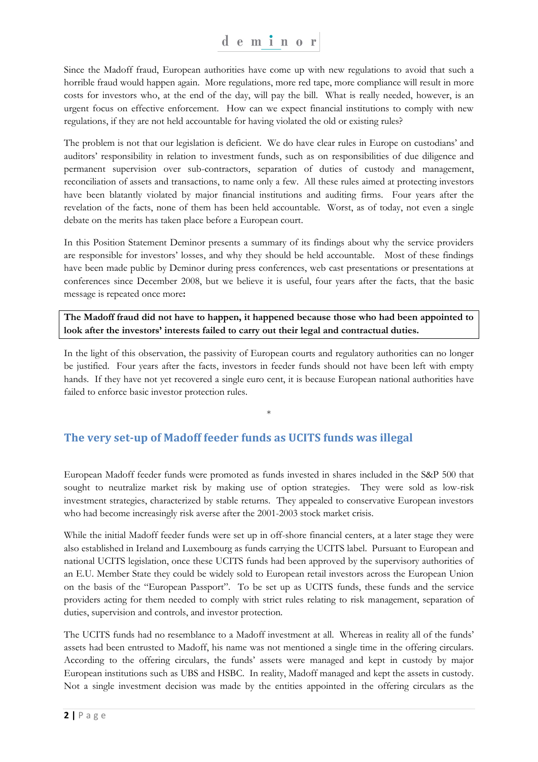Since the Madoff fraud, European authorities have come up with new regulations to avoid that such a horrible fraud would happen again. More regulations, more red tape, more compliance will result in more costs for investors who, at the end of the day, will pay the bill. What is really needed, however, is an urgent focus on effective enforcement. How can we expect financial institutions to comply with new regulations, if they are not held accountable for having violated the old or existing rules?

The problem is not that our legislation is deficient. We do have clear rules in Europe on custodians' and auditors' responsibility in relation to investment funds, such as on responsibilities of due diligence and permanent supervision over sub-contractors, separation of duties of custody and management, reconciliation of assets and transactions, to name only a few. All these rules aimed at protecting investors have been blatantly violated by major financial institutions and auditing firms. Four years after the revelation of the facts, none of them has been held accountable. Worst, as of today, not even a single debate on the merits has taken place before a European court.

In this Position Statement Deminor presents a summary of its findings about why the service providers are responsible for investors' losses, and why they should be held accountable. Most of these findings have been made public by Deminor during press conferences, web cast presentations or presentations at conferences since December 2008, but we believe it is useful, four years after the facts, that the basic message is repeated once more**:**

**The Madoff fraud did not have to happen, it happened because those who had been appointed to look after the investors' interests failed to carry out their legal and contractual duties.**

In the light of this observation, the passivity of European courts and regulatory authorities can no longer be justified. Four years after the facts, investors in feeder funds should not have been left with empty hands. If they have not yet recovered a single euro cent, it is because European national authorities have failed to enforce basic investor protection rules.

*

## The very set-up of Madoff feeder funds as UCITS funds was illegal

European Madoff feeder funds were promoted as funds invested in shares included in the S&P 500 that sought to neutralize market risk by making use of option strategies. They were sold as low-risk investment strategies, characterized by stable returns. They appealed to conservative European investors who had become increasingly risk averse after the 2001-2003 stock market crisis.

While the initial Madoff feeder funds were set up in off-shore financial centers, at a later stage they were also established in Ireland and Luxembourg as funds carrying the UCITS label. Pursuant to European and national UCITS legislation, once these UCITS funds had been approved by the supervisory authorities of an E.U. Member State they could be widely sold to European retail investors across the European Union on the basis of the "European Passport". To be set up as UCITS funds, these funds and the service providers acting for them needed to comply with strict rules relating to risk management, separation of duties, supervision and controls, and investor protection.

The UCITS funds had no resemblance to a Madoff investment at all. Whereas in reality all of the funds' assets had been entrusted to Madoff, his name was not mentioned a single time in the offering circulars. According to the offering circulars, the funds' assets were managed and kept in custody by major European institutions such as UBS and HSBC. In reality, Madoff managed and kept the assets in custody. Not a single investment decision was made by the entities appointed in the offering circulars as the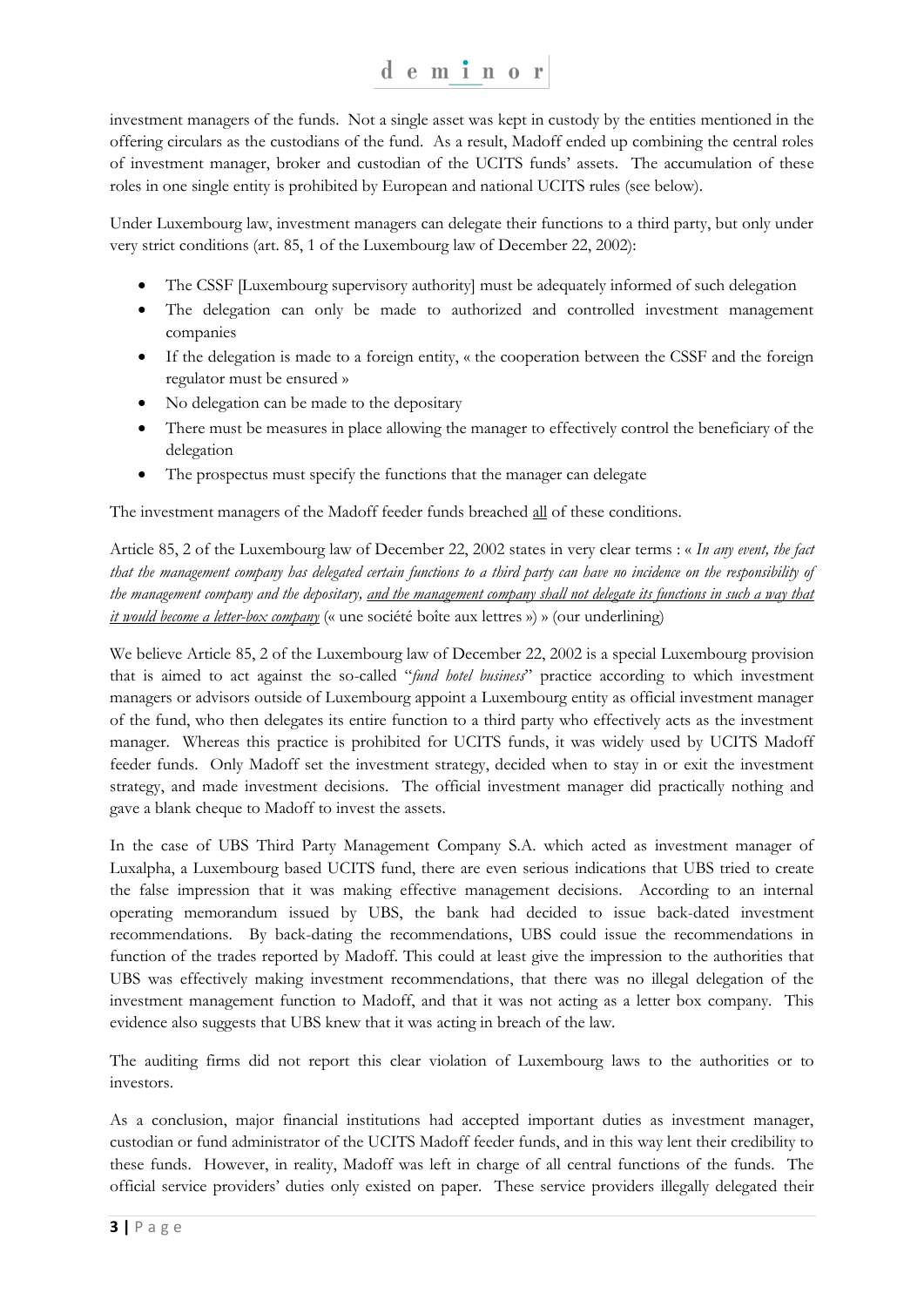investment managers of the funds. Not a single asset was kept in custody by the entities mentioned in the offering circulars as the custodians of the fund. As a result, Madoff ended up combining the central roles of investment manager, broker and custodian of the UCITS funds' assets. The accumulation of these roles in one single entity is prohibited by European and national UCITS rules (see below).

Under Luxembourg law, investment managers can delegate their functions to a third party, but only under very strict conditions (art. 85, 1 of the Luxembourg law of December 22, 2002):

- The CSSF [Luxembourg supervisory authority] must be adequately informed of such delegation
- The delegation can only be made to authorized and controlled investment management companies
- If the delegation is made to a foreign entity, « the cooperation between the CSSF and the foreign regulator must be ensured »
- No delegation can be made to the depositary
- There must be measures in place allowing the manager to effectively control the beneficiary of the delegation
- The prospectus must specify the functions that the manager can delegate

The investment managers of the Madoff feeder funds breached <u>all</u> of these conditions.

Article 85, 2 of the Luxembourg law of December 22, 2002 states in very clear terms : « *In any event, the fact that the management company has delegated certain functions to a third party can have no incidence on the responsibility of the management company and the depositary, <u>and the management company shall not delegate its functions in such a way that it would become a letter-box company</u>* (« une société boîte aux lettres ») » (our underlining)

We believe Article 85, 2 of the Luxembourg law of December 22, 2002 is a special Luxembourg provision that is aimed to act against the so-called "*fund hotel business*" practice according to which investment managers or advisors outside of Luxembourg appoint a Luxembourg entity as official investment manager of the fund, who then delegates its entire function to a third party who effectively acts as the investment manager. Whereas this practice is prohibited for UCITS funds, it was widely used by UCITS Madoff feeder funds. Only Madoff set the investment strategy, decided when to stay in or exit the investment strategy, and made investment decisions. The official investment manager did practically nothing and gave a blank cheque to Madoff to invest the assets.

In the case of UBS Third Party Management Company S.A. which acted as investment manager of Luxalpha, a Luxembourg based UCITS fund, there are even serious indications that UBS tried to create the false impression that it was making effective management decisions. According to an internal operating memorandum issued by UBS, the bank had decided to issue back-dated investment recommendations. By back-dating the recommendations, UBS could issue the recommendations in function of the trades reported by Madoff. This could at least give the impression to the authorities that UBS was effectively making investment recommendations, that there was no illegal delegation of the investment management function to Madoff, and that it was not acting as a letter box company. This evidence also suggests that UBS knew that it was acting in breach of the law.

The auditing firms did not report this clear violation of Luxembourg laws to the authorities or to investors.

As a conclusion, major financial institutions had accepted important duties as investment manager, custodian or fund administrator of the UCITS Madoff feeder funds, and in this way lent their credibility to these funds. However, in reality, Madoff was left in charge of all central functions of the funds. The official service providers' duties only existed on paper. These service providers illegally delegated their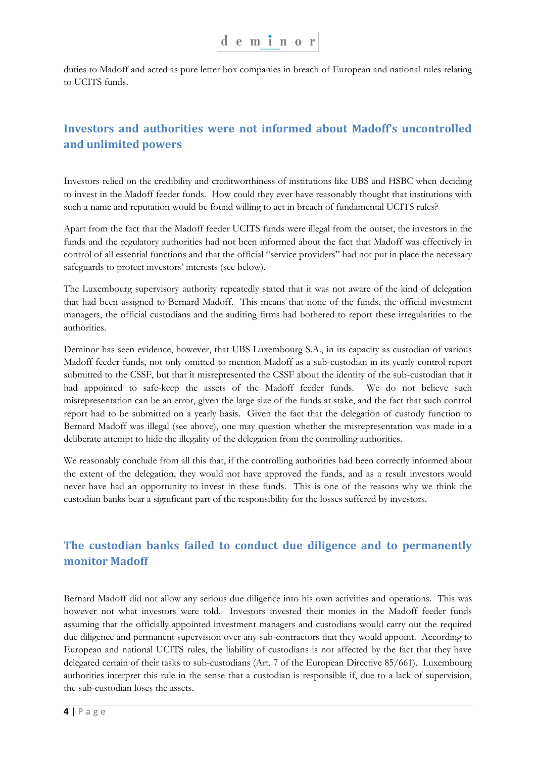duties to Madoff and acted as pure letter box companies in breach of European and national rules relating to UCITS funds.

## Investors and authorities were not informed about Madoff's uncontrolled and unlimited powers

Investors relied on the credibility and creditworthiness of institutions like UBS and HSBC when deciding to invest in the Madoff feeder funds. How could they ever have reasonably thought that institutions with such a name and reputation would be found willing to act in breach of fundamental UCITS rules?

Apart from the fact that the Madoff feeder UCITS funds were illegal from the outset, the investors in the funds and the regulatory authorities had not been informed about the fact that Madoff was effectively in control of all essential functions and that the official "service providers" had not put in place the necessary safeguards to protect investors' interests (see below).

The Luxembourg supervisory authority repeatedly stated that it was not aware of the kind of delegation that had been assigned to Bernard Madoff. This means that none of the funds, the official investment managers, the official custodians and the auditing firms had bothered to report these irregularities to the authorities.

Deminor has seen evidence, however, that UBS Luxembourg S.A., in its capacity as custodian of various Madoff feeder funds, not only omitted to mention Madoff as a sub-custodian in its yearly control report submitted to the CSSF, but that it misrepresented the CSSF about the identity of the sub-custodian that it had appointed to safe-keep the assets of the Madoff feeder funds. We do not believe such misrepresentation can be an error, given the large size of the funds at stake, and the fact that such control report had to be submitted on a yearly basis. Given the fact that the delegation of custody function to Bernard Madoff was illegal (see above), one may question whether the misrepresentation was made in a deliberate attempt to hide the illegality of the delegation from the controlling authorities.

We reasonably conclude from all this that, if the controlling authorities had been correctly informed about the extent of the delegation, they would not have approved the funds, and as a result investors would never have had an opportunity to invest in these funds. This is one of the reasons why we think the custodian banks bear a significant part of the responsibility for the losses suffered by investors.

## The custodian banks failed to conduct due diligence and to permanently monitor Madoff

Bernard Madoff did not allow any serious due diligence into his own activities and operations. This was however not what investors were told. Investors invested their monies in the Madoff feeder funds assuming that the officially appointed investment managers and custodians would carry out the required due diligence and permanent supervision over any sub-contractors that they would appoint. According to European and national UCITS rules, the liability of custodians is not affected by the fact that they have delegated certain of their tasks to sub-custodians (Art. 7 of the European Directive 85/661). Luxembourg authorities interpret this rule in the sense that a custodian is responsible if, due to a lack of supervision, the sub-custodian loses the assets.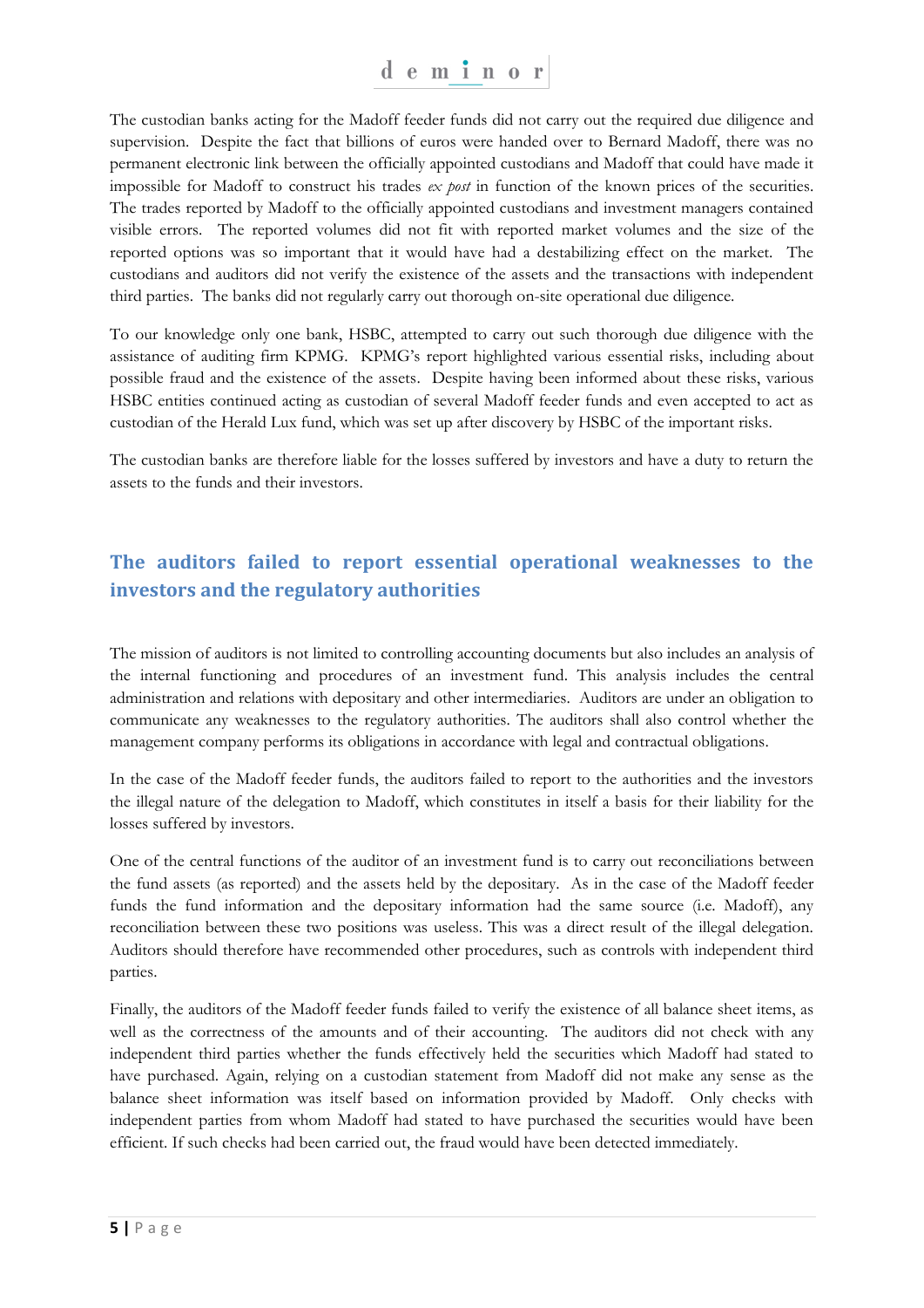The custodian banks acting for the Madoff feeder funds did not carry out the required due diligence and supervision. Despite the fact that billions of euros were handed over to Bernard Madoff, there was no permanent electronic link between the officially appointed custodians and Madoff that could have made it impossible for Madoff to construct his trades *ex post* in function of the known prices of the securities. The trades reported by Madoff to the officially appointed custodians and investment managers contained visible errors. The reported volumes did not fit with reported market volumes and the size of the reported options was so important that it would have had a destabilizing effect on the market. The custodians and auditors did not verify the existence of the assets and the transactions with independent third parties. The banks did not regularly carry out thorough on-site operational due diligence.

To our knowledge only one bank, HSBC, attempted to carry out such thorough due diligence with the assistance of auditing firm KPMG. KPMG's report highlighted various essential risks, including about possible fraud and the existence of the assets. Despite having been informed about these risks, various HSBC entities continued acting as custodian of several Madoff feeder funds and even accepted to act as custodian of the Herald Lux fund, which was set up after discovery by HSBC of the important risks.

The custodian banks are therefore liable for the losses suffered by investors and have a duty to return the assets to the funds and their investors.

## The auditors failed to report essential operational weaknesses to the investors and the regulatory authorities

The mission of auditors is not limited to controlling accounting documents but also includes an analysis of the internal functioning and procedures of an investment fund. This analysis includes the central administration and relations with depositary and other intermediaries. Auditors are under an obligation to communicate any weaknesses to the regulatory authorities. The auditors shall also control whether the management company performs its obligations in accordance with legal and contractual obligations.

In the case of the Madoff feeder funds, the auditors failed to report to the authorities and the investors the illegal nature of the delegation to Madoff, which constitutes in itself a basis for their liability for the losses suffered by investors.

One of the central functions of the auditor of an investment fund is to carry out reconciliations between the fund assets (as reported) and the assets held by the depositary. As in the case of the Madoff feeder funds the fund information and the depositary information had the same source (i.e. Madoff), any reconciliation between these two positions was useless. This was a direct result of the illegal delegation. Auditors should therefore have recommended other procedures, such as controls with independent third parties.

Finally, the auditors of the Madoff feeder funds failed to verify the existence of all balance sheet items, as well as the correctness of the amounts and of their accounting. The auditors did not check with any independent third parties whether the funds effectively held the securities which Madoff had stated to have purchased. Again, relying on a custodian statement from Madoff did not make any sense as the balance sheet information was itself based on information provided by Madoff. Only checks with independent parties from whom Madoff had stated to have purchased the securities would have been efficient. If such checks had been carried out, the fraud would have been detected immediately.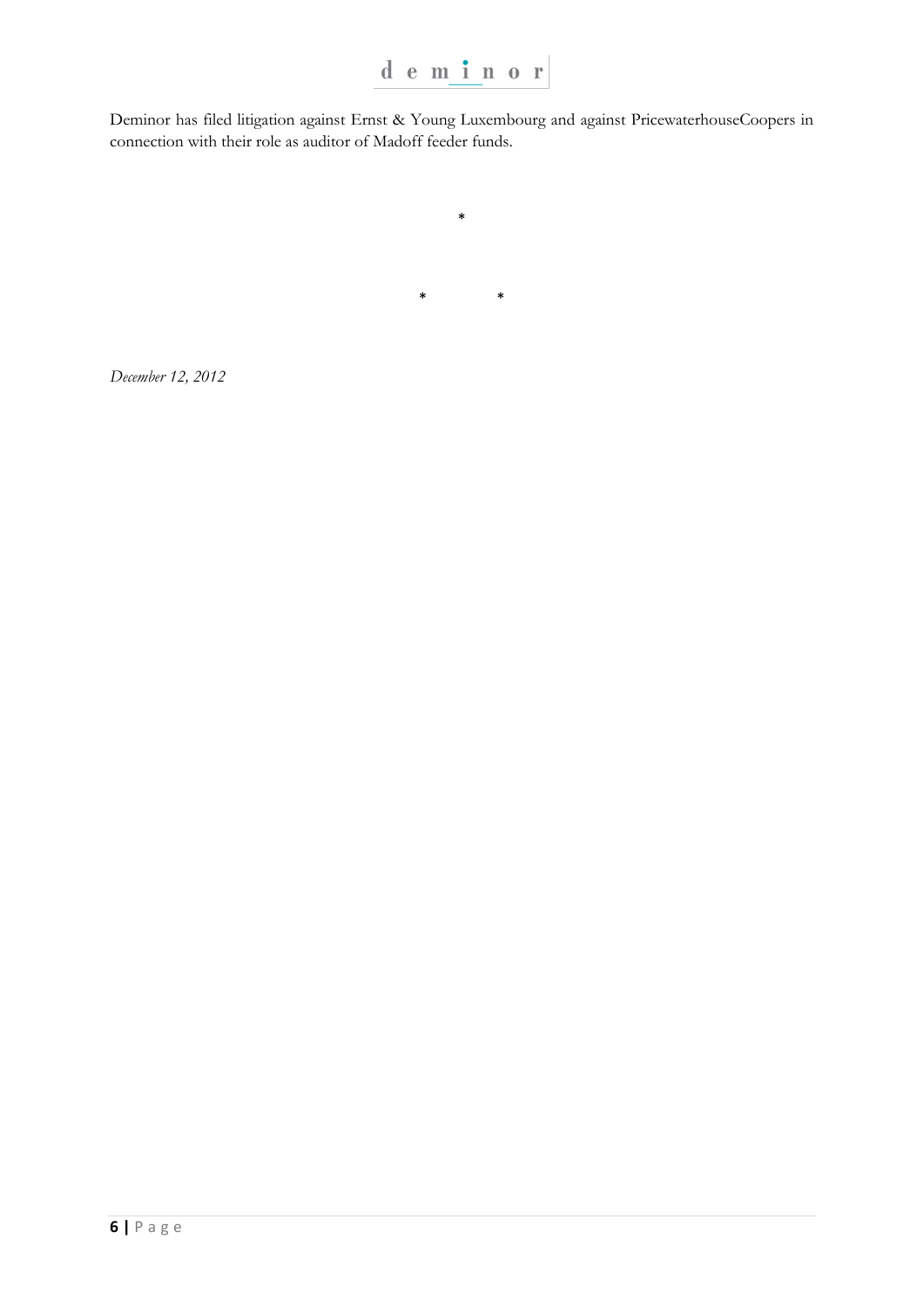Deminor has filed litigation against Ernst & Young Luxembourg and against PricewaterhouseCoopers in connection with their role as auditor of Madoff feeder funds.

*

*           *

*December 12, 2012*